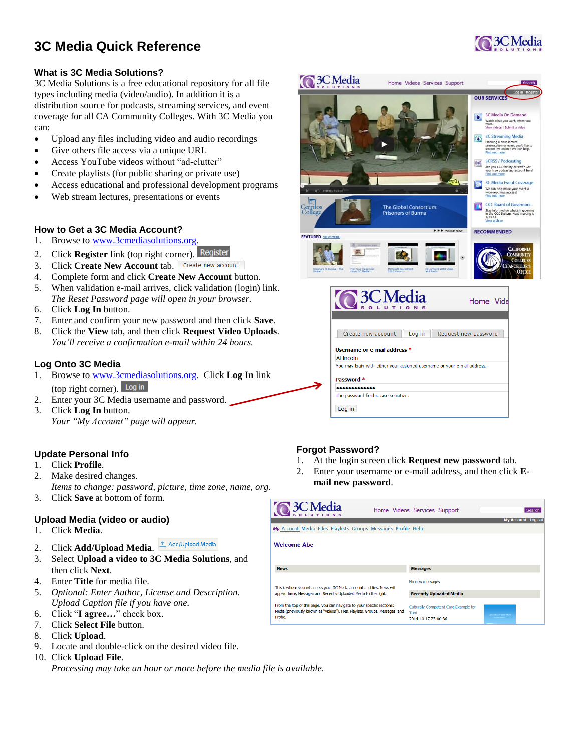# 3C Media Quick Reference

## What is 3C Media Solutions?

3C Media Solutions is a free educational repository for all file types including media (video/audio). In addition it is a distribution source for podcasts, streaming services, and event coverage for all CA Community Colleges. With 3C Media you can:

- Upload any files including video and audio recordings
- Give others file access via a unique URL
- Access YouTube videos without "ad-clutter"
- Create playlists (for public sharing or private use)
- Access educational and professional development programs
- Web stream lectures, presentations or events

## How to Get a 3C Media Account?

1. Browse to www.3cmediasolutions.org.
2. Click **Register** link (top right corner). Register
3. Click **Create New Account** tab. Create new account
4. Complete form and click **Create New Account** button.
5. When validation e-mail arrives, click validation (login) link.
   *The Reset Password page will open in your browser.*
6. Click **Log In** button.
7. Enter and confirm your new password and then click **Save**.
8. Click the **View** tab, and then click **Request Video Uploads**.
   *You'll receive a confirmation e-mail within 24 hours.*

## Log Onto 3C Media

1. Browse to www.3cmediasolutions.org. Click **Log In** link (top right corner). Log in
2. Enter your 3C Media username and password.
3. Click **Log In** button.
   *Your "My Account" page will appear.*

## Update Personal Info

1. Click **Profile**.
2. Make desired changes.
   *Items to change: password, picture, time zone, name, org.*
3. Click **Save** at bottom of form.

## Upload Media (video or audio)

1. Click **Media**.
2. Click **Add/Upload Media**. Add/Upload Media
3. Select **Upload a video to 3C Media Solutions**, and then click **Next**.
4. Enter **Title** for media file.
5. *Optional: Enter Author, License and Description. Upload Caption file if you have one.*
6. Click "**I agree…**" check box.
7. Click **Select File** button.
8. Click **Upload**.
9. Locate and double-click on the desired video file.
10. Click **Upload File**.
    *Processing may take an hour or more before the media file is available.*

## Forgot Password?

1. At the login screen click **Request new password** tab.
2. Enter your username or e-mail address, and then click **E-mail new password**.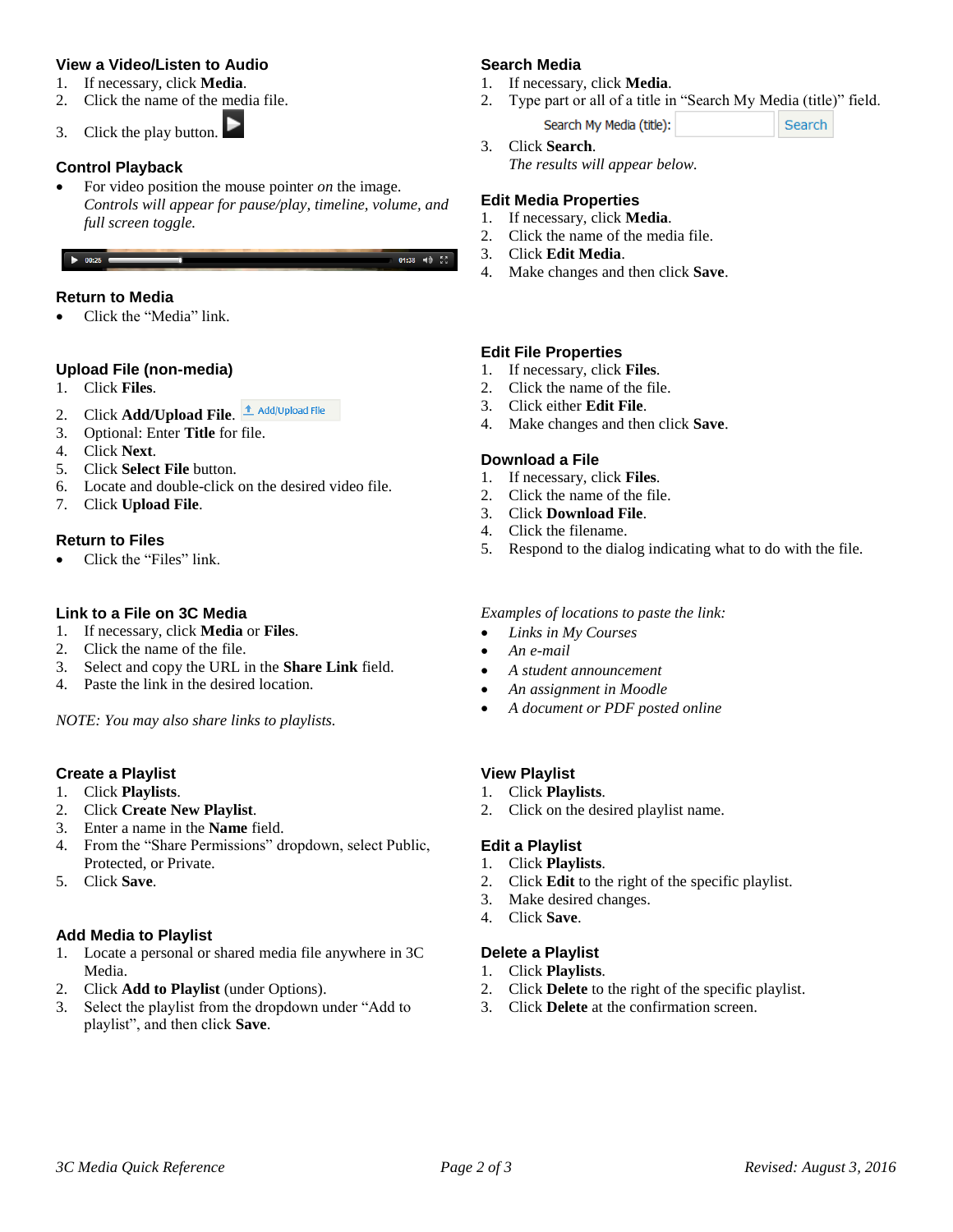## View a Video/Listen to Audio

1. If necessary, click **Media**.
2. Click the name of the media file.
3. Click the play button.

## Control Playback

- For video position the mouse pointer *on* the image. *Controls will appear for pause/play, timeline, volume, and full screen toggle.*

## Return to Media

- Click the "Media" link.

## Upload File (non-media)

1. Click **Files**.
2. Click **Add/Upload File**.
3. Optional: Enter **Title** for file.
4. Click **Next**.
5. Click **Select File** button.
6. Locate and double-click on the desired video file.
7. Click **Upload File**.

## Return to Files

- Click the "Files" link.

## Link to a File on 3C Media

1. If necessary, click **Media** or **Files**.
2. Click the name of the file.
3. Select and copy the URL in the **Share Link** field.
4. Paste the link in the desired location.

*NOTE: You may also share links to playlists.*

## Create a Playlist

1. Click **Playlists**.
2. Click **Create New Playlist**.
3. Enter a name in the **Name** field.
4. From the "Share Permissions" dropdown, select Public, Protected, or Private.
5. Click **Save**.

## Add Media to Playlist

1. Locate a personal or shared media file anywhere in 3C Media.
2. Click **Add to Playlist** (under Options).
3. Select the playlist from the dropdown under "Add to playlist", and then click **Save**.

## Search Media

1. If necessary, click **Media**.
2. Type part or all of a title in "Search My Media (title)" field.
3. Click **Search**.
   *The results will appear below.*

## Edit Media Properties

1. If necessary, click **Media**.
2. Click the name of the media file.
3. Click **Edit Media**.
4. Make changes and then click **Save**.

## Edit File Properties

1. If necessary, click **Files**.
2. Click the name of the file.
3. Click either **Edit File**.
4. Make changes and then click **Save**.

## Download a File

1. If necessary, click **Files**.
2. Click the name of the file.
3. Click **Download File**.
4. Click the filename.
5. Respond to the dialog indicating what to do with the file.

*Examples of locations to paste the link:*

- *Links in My Courses*
- *An e-mail*
- *A student announcement*
- *An assignment in Moodle*
- *A document or PDF posted online*

## View Playlist

1. Click **Playlists**.
2. Click on the desired playlist name.

## Edit a Playlist

1. Click **Playlists**.
2. Click **Edit** to the right of the specific playlist.
3. Make desired changes.
4. Click **Save**.

## Delete a Playlist

1. Click **Playlists**.
2. Click **Delete** to the right of the specific playlist.
3. Click **Delete** at the confirmation screen.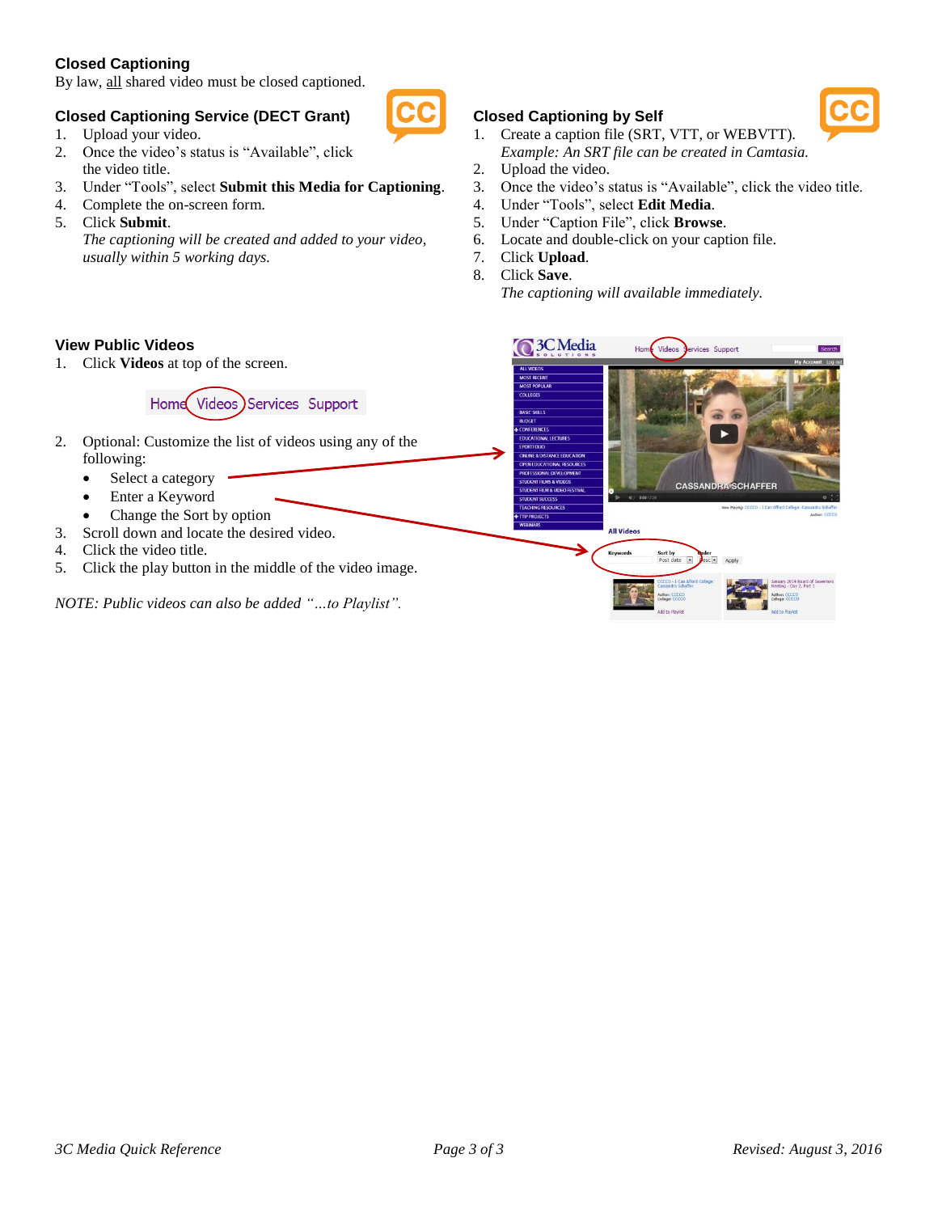## Closed Captioning

By law, all shared video must be closed captioned.

### Closed Captioning Service (DECT Grant)

1. Upload your video.
2. Once the video's status is "Available", click the video title.
3. Under "Tools", select **Submit this Media for Captioning**.
4. Complete the on-screen form.
5. Click **Submit**.
   *The captioning will be created and added to your video, usually within 5 working days.*

### Closed Captioning by Self

1. Create a caption file (SRT, VTT, or WEBVTT).
   *Example: An SRT file can be created in Camtasia.*
2. Upload the video.
3. Once the video's status is "Available", click the video title.
4. Under "Tools", select **Edit Media**.
5. Under "Caption File", click **Browse**.
6. Locate and double-click on your caption file.
7. Click **Upload**.
8. Click **Save**.
   *The captioning will available immediately.*

### View Public Videos

1. Click **Videos** at top of the screen.

   Home Videos Services Support

2. Optional: Customize the list of videos using any of the following:
   - Select a category
   - Enter a Keyword
   - Change the Sort by option
3. Scroll down and locate the desired video.
4. Click the video title.
5. Click the play button in the middle of the video image.

*NOTE: Public videos can also be added "…to Playlist".*